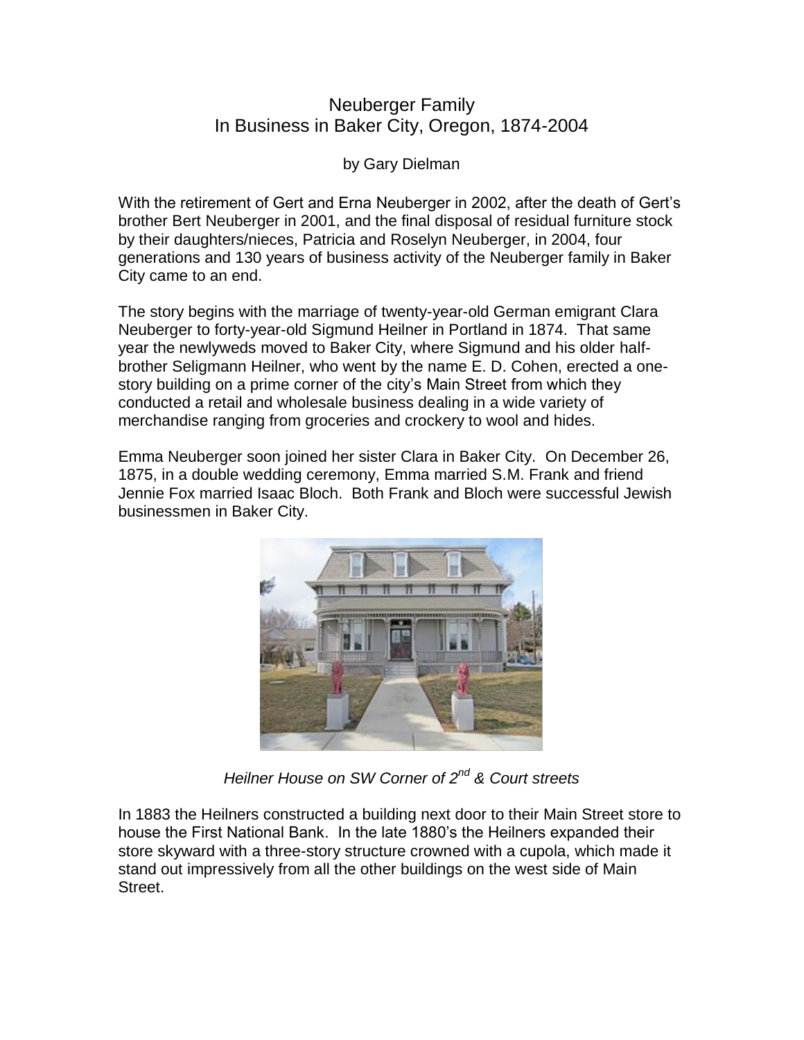# Neuberger Family
# In Business in Baker City, Oregon, 1874-2004

by Gary Dielman

With the retirement of Gert and Erna Neuberger in 2002, after the death of Gert's brother Bert Neuberger in 2001, and the final disposal of residual furniture stock by their daughters/nieces, Patricia and Roselyn Neuberger, in 2004, four generations and 130 years of business activity of the Neuberger family in Baker City came to an end.

The story begins with the marriage of twenty-year-old German emigrant Clara Neuberger to forty-year-old Sigmund Heilner in Portland in 1874. That same year the newlyweds moved to Baker City, where Sigmund and his older half-brother Seligmann Heilner, who went by the name E. D. Cohen, erected a one-story building on a prime corner of the city's Main Street from which they conducted a retail and wholesale business dealing in a wide variety of merchandise ranging from groceries and crockery to wool and hides.

Emma Neuberger soon joined her sister Clara in Baker City. On December 26, 1875, in a double wedding ceremony, Emma married S.M. Frank and friend Jennie Fox married Isaac Bloch. Both Frank and Bloch were successful Jewish businessmen in Baker City.

*Heilner House on SW Corner of 2nd & Court streets*

In 1883 the Heilners constructed a building next door to their Main Street store to house the First National Bank. In the late 1880's the Heilners expanded their store skyward with a three-story structure crowned with a cupola, which made it stand out impressively from all the other buildings on the west side of Main Street.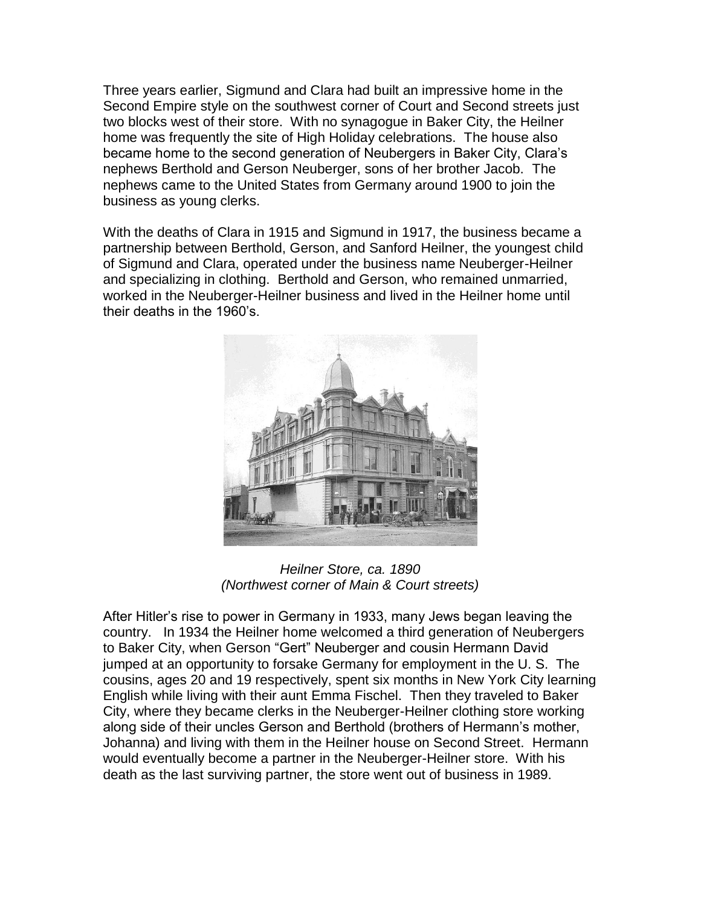Three years earlier, Sigmund and Clara had built an impressive home in the Second Empire style on the southwest corner of Court and Second streets just two blocks west of their store. With no synagogue in Baker City, the Heilner home was frequently the site of High Holiday celebrations. The house also became home to the second generation of Neubergers in Baker City, Clara's nephews Berthold and Gerson Neuberger, sons of her brother Jacob. The nephews came to the United States from Germany around 1900 to join the business as young clerks.

With the deaths of Clara in 1915 and Sigmund in 1917, the business became a partnership between Berthold, Gerson, and Sanford Heilner, the youngest child of Sigmund and Clara, operated under the business name Neuberger-Heilner and specializing in clothing. Berthold and Gerson, who remained unmarried, worked in the Neuberger-Heilner business and lived in the Heilner home until their deaths in the 1960's.

*Heilner Store, ca. 1890*
*(Northwest corner of Main & Court streets)*

After Hitler's rise to power in Germany in 1933, many Jews began leaving the country. In 1934 the Heilner home welcomed a third generation of Neubergers to Baker City, when Gerson "Gert" Neuberger and cousin Hermann David jumped at an opportunity to forsake Germany for employment in the U. S. The cousins, ages 20 and 19 respectively, spent six months in New York City learning English while living with their aunt Emma Fischel. Then they traveled to Baker City, where they became clerks in the Neuberger-Heilner clothing store working along side of their uncles Gerson and Berthold (brothers of Hermann's mother, Johanna) and living with them in the Heilner house on Second Street. Hermann would eventually become a partner in the Neuberger-Heilner store. With his death as the last surviving partner, the store went out of business in 1989.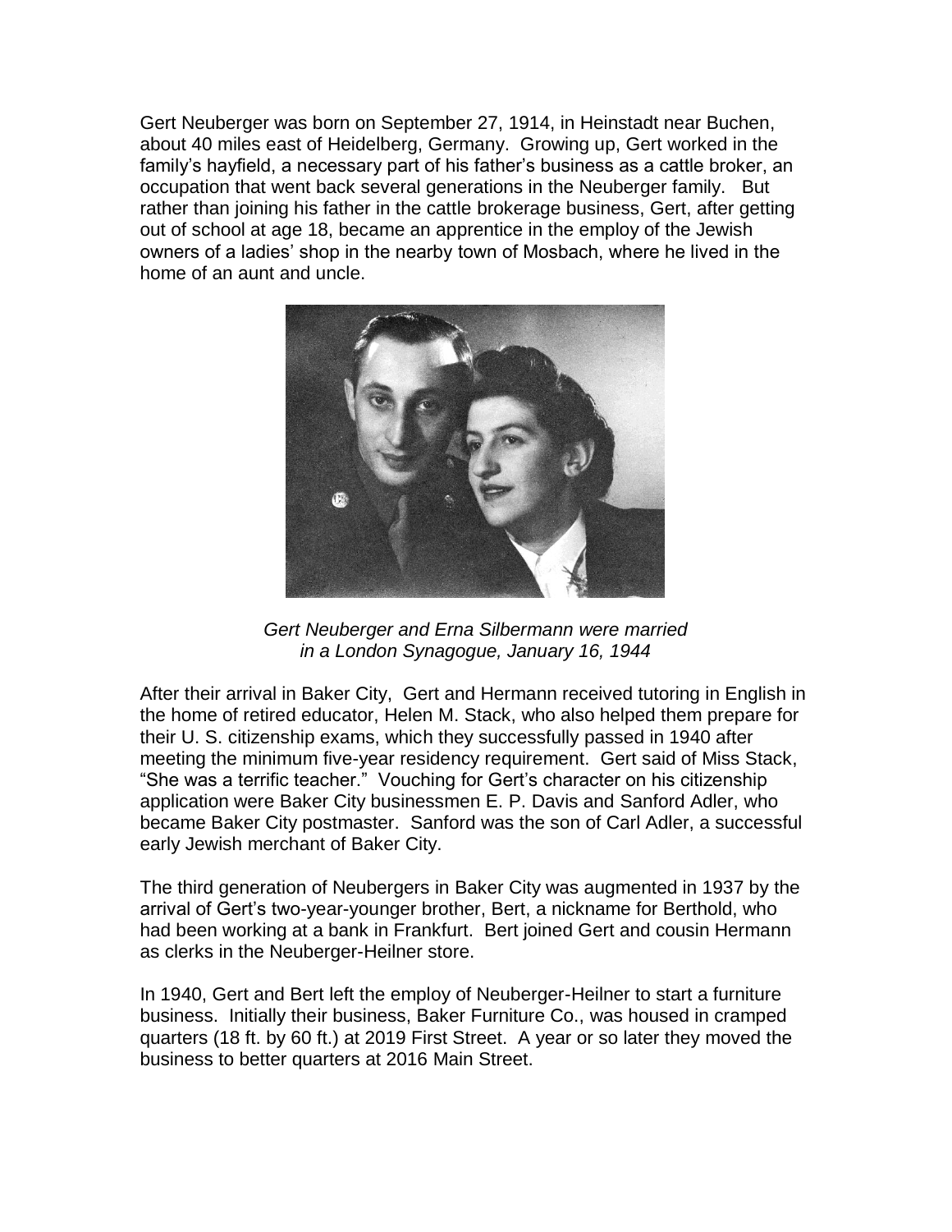Gert Neuberger was born on September 27, 1914, in Heinstadt near Buchen, about 40 miles east of Heidelberg, Germany. Growing up, Gert worked in the family's hayfield, a necessary part of his father's business as a cattle broker, an occupation that went back several generations in the Neuberger family. But rather than joining his father in the cattle brokerage business, Gert, after getting out of school at age 18, became an apprentice in the employ of the Jewish owners of a ladies' shop in the nearby town of Mosbach, where he lived in the home of an aunt and uncle.

*Gert Neuberger and Erna Silbermann were married in a London Synagogue, January 16, 1944*

After their arrival in Baker City, Gert and Hermann received tutoring in English in the home of retired educator, Helen M. Stack, who also helped them prepare for their U. S. citizenship exams, which they successfully passed in 1940 after meeting the minimum five-year residency requirement. Gert said of Miss Stack, "She was a terrific teacher." Vouching for Gert's character on his citizenship application were Baker City businessmen E. P. Davis and Sanford Adler, who became Baker City postmaster. Sanford was the son of Carl Adler, a successful early Jewish merchant of Baker City.

The third generation of Neubergers in Baker City was augmented in 1937 by the arrival of Gert's two-year-younger brother, Bert, a nickname for Berthold, who had been working at a bank in Frankfurt. Bert joined Gert and cousin Hermann as clerks in the Neuberger-Heilner store.

In 1940, Gert and Bert left the employ of Neuberger-Heilner to start a furniture business. Initially their business, Baker Furniture Co., was housed in cramped quarters (18 ft. by 60 ft.) at 2019 First Street. A year or so later they moved the business to better quarters at 2016 Main Street.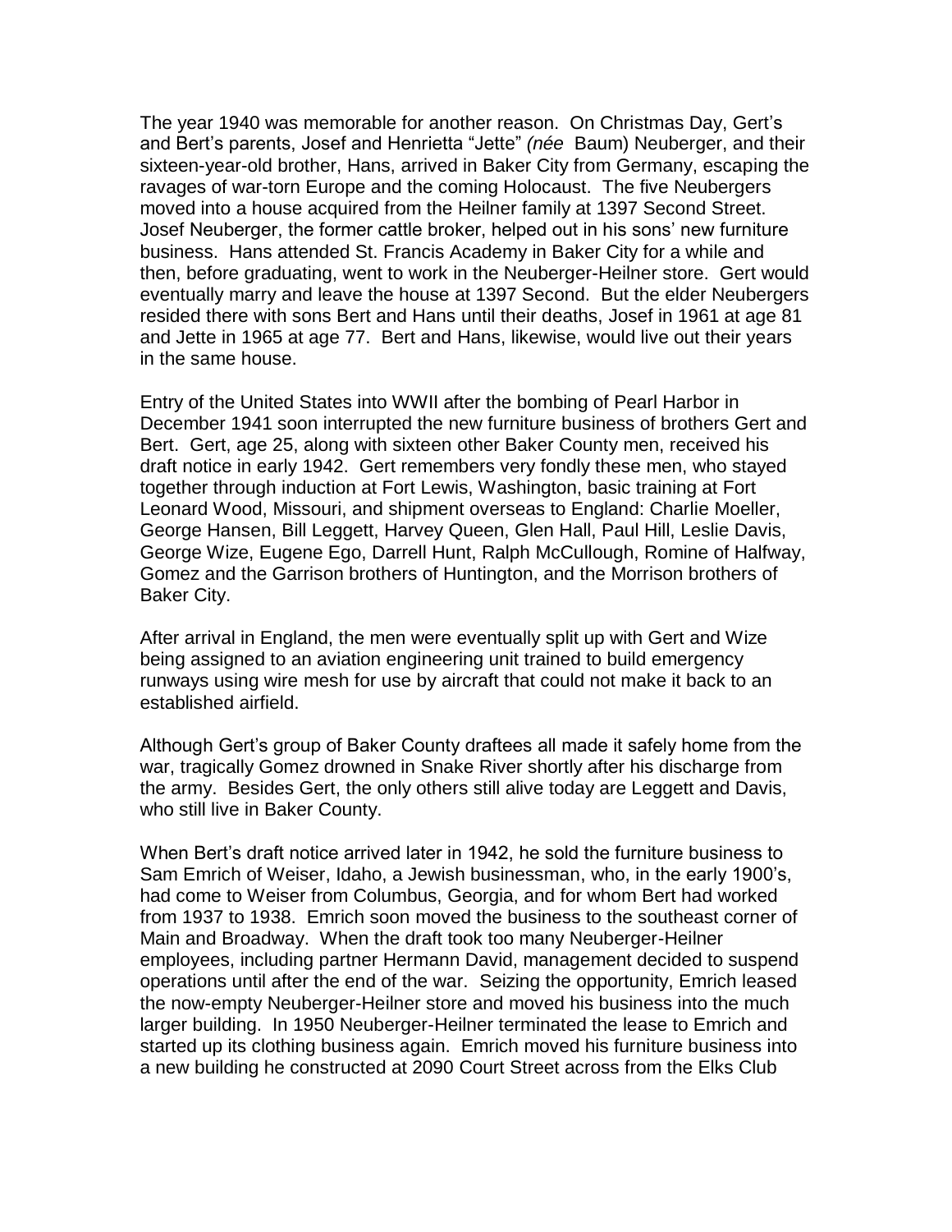The year 1940 was memorable for another reason. On Christmas Day, Gert's and Bert's parents, Josef and Henrietta "Jette" *(née* Baum) Neuberger, and their sixteen-year-old brother, Hans, arrived in Baker City from Germany, escaping the ravages of war-torn Europe and the coming Holocaust. The five Neubergers moved into a house acquired from the Heilner family at 1397 Second Street. Josef Neuberger, the former cattle broker, helped out in his sons' new furniture business. Hans attended St. Francis Academy in Baker City for a while and then, before graduating, went to work in the Neuberger-Heilner store. Gert would eventually marry and leave the house at 1397 Second. But the elder Neubergers resided there with sons Bert and Hans until their deaths, Josef in 1961 at age 81 and Jette in 1965 at age 77. Bert and Hans, likewise, would live out their years in the same house.

Entry of the United States into WWII after the bombing of Pearl Harbor in December 1941 soon interrupted the new furniture business of brothers Gert and Bert. Gert, age 25, along with sixteen other Baker County men, received his draft notice in early 1942. Gert remembers very fondly these men, who stayed together through induction at Fort Lewis, Washington, basic training at Fort Leonard Wood, Missouri, and shipment overseas to England: Charlie Moeller, George Hansen, Bill Leggett, Harvey Queen, Glen Hall, Paul Hill, Leslie Davis, George Wize, Eugene Ego, Darrell Hunt, Ralph McCullough, Romine of Halfway, Gomez and the Garrison brothers of Huntington, and the Morrison brothers of Baker City.

After arrival in England, the men were eventually split up with Gert and Wize being assigned to an aviation engineering unit trained to build emergency runways using wire mesh for use by aircraft that could not make it back to an established airfield.

Although Gert's group of Baker County draftees all made it safely home from the war, tragically Gomez drowned in Snake River shortly after his discharge from the army. Besides Gert, the only others still alive today are Leggett and Davis, who still live in Baker County.

When Bert's draft notice arrived later in 1942, he sold the furniture business to Sam Emrich of Weiser, Idaho, a Jewish businessman, who, in the early 1900's, had come to Weiser from Columbus, Georgia, and for whom Bert had worked from 1937 to 1938. Emrich soon moved the business to the southeast corner of Main and Broadway. When the draft took too many Neuberger-Heilner employees, including partner Hermann David, management decided to suspend operations until after the end of the war. Seizing the opportunity, Emrich leased the now-empty Neuberger-Heilner store and moved his business into the much larger building. In 1950 Neuberger-Heilner terminated the lease to Emrich and started up its clothing business again. Emrich moved his furniture business into a new building he constructed at 2090 Court Street across from the Elks Club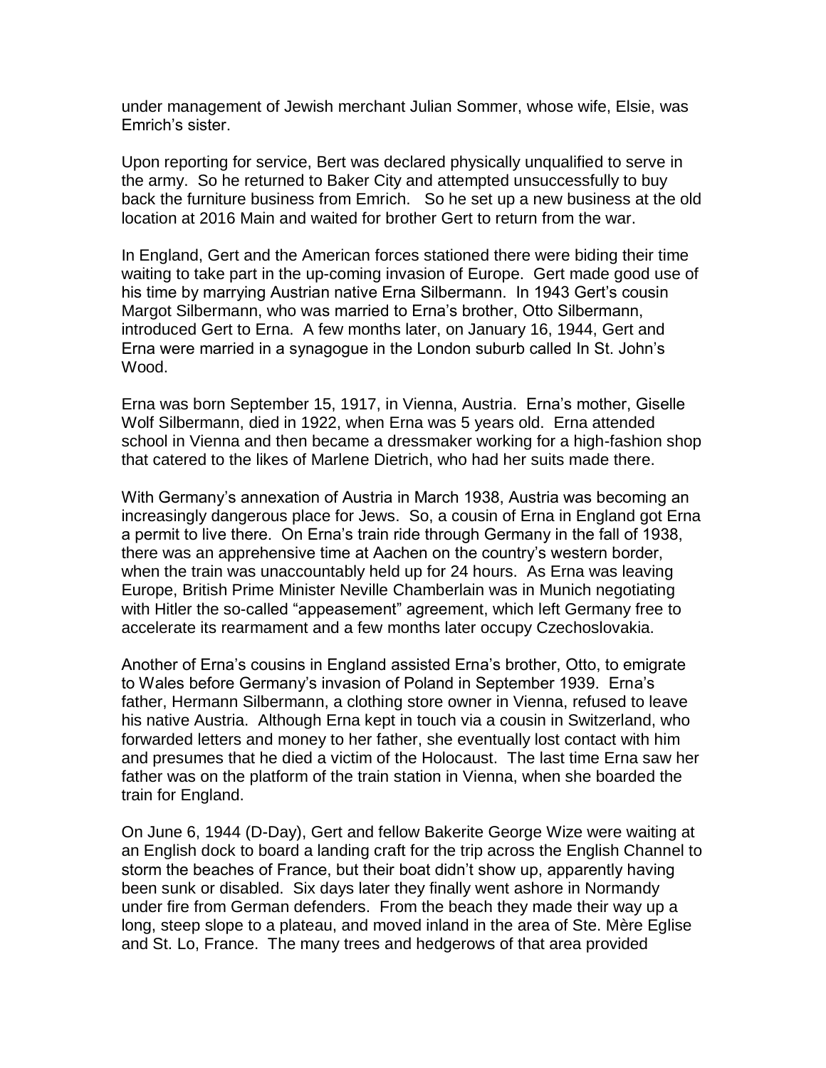under management of Jewish merchant Julian Sommer, whose wife, Elsie, was Emrich's sister.

Upon reporting for service, Bert was declared physically unqualified to serve in the army. So he returned to Baker City and attempted unsuccessfully to buy back the furniture business from Emrich. So he set up a new business at the old location at 2016 Main and waited for brother Gert to return from the war.

In England, Gert and the American forces stationed there were biding their time waiting to take part in the up-coming invasion of Europe. Gert made good use of his time by marrying Austrian native Erna Silbermann. In 1943 Gert's cousin Margot Silbermann, who was married to Erna's brother, Otto Silbermann, introduced Gert to Erna. A few months later, on January 16, 1944, Gert and Erna were married in a synagogue in the London suburb called In St. John's Wood.

Erna was born September 15, 1917, in Vienna, Austria. Erna's mother, Giselle Wolf Silbermann, died in 1922, when Erna was 5 years old. Erna attended school in Vienna and then became a dressmaker working for a high-fashion shop that catered to the likes of Marlene Dietrich, who had her suits made there.

With Germany's annexation of Austria in March 1938, Austria was becoming an increasingly dangerous place for Jews. So, a cousin of Erna in England got Erna a permit to live there. On Erna's train ride through Germany in the fall of 1938, there was an apprehensive time at Aachen on the country's western border, when the train was unaccountably held up for 24 hours. As Erna was leaving Europe, British Prime Minister Neville Chamberlain was in Munich negotiating with Hitler the so-called "appeasement" agreement, which left Germany free to accelerate its rearmament and a few months later occupy Czechoslovakia.

Another of Erna's cousins in England assisted Erna's brother, Otto, to emigrate to Wales before Germany's invasion of Poland in September 1939. Erna's father, Hermann Silbermann, a clothing store owner in Vienna, refused to leave his native Austria. Although Erna kept in touch via a cousin in Switzerland, who forwarded letters and money to her father, she eventually lost contact with him and presumes that he died a victim of the Holocaust. The last time Erna saw her father was on the platform of the train station in Vienna, when she boarded the train for England.

On June 6, 1944 (D-Day), Gert and fellow Bakerite George Wize were waiting at an English dock to board a landing craft for the trip across the English Channel to storm the beaches of France, but their boat didn't show up, apparently having been sunk or disabled. Six days later they finally went ashore in Normandy under fire from German defenders. From the beach they made their way up a long, steep slope to a plateau, and moved inland in the area of Ste. Mère Eglise and St. Lo, France. The many trees and hedgerows of that area provided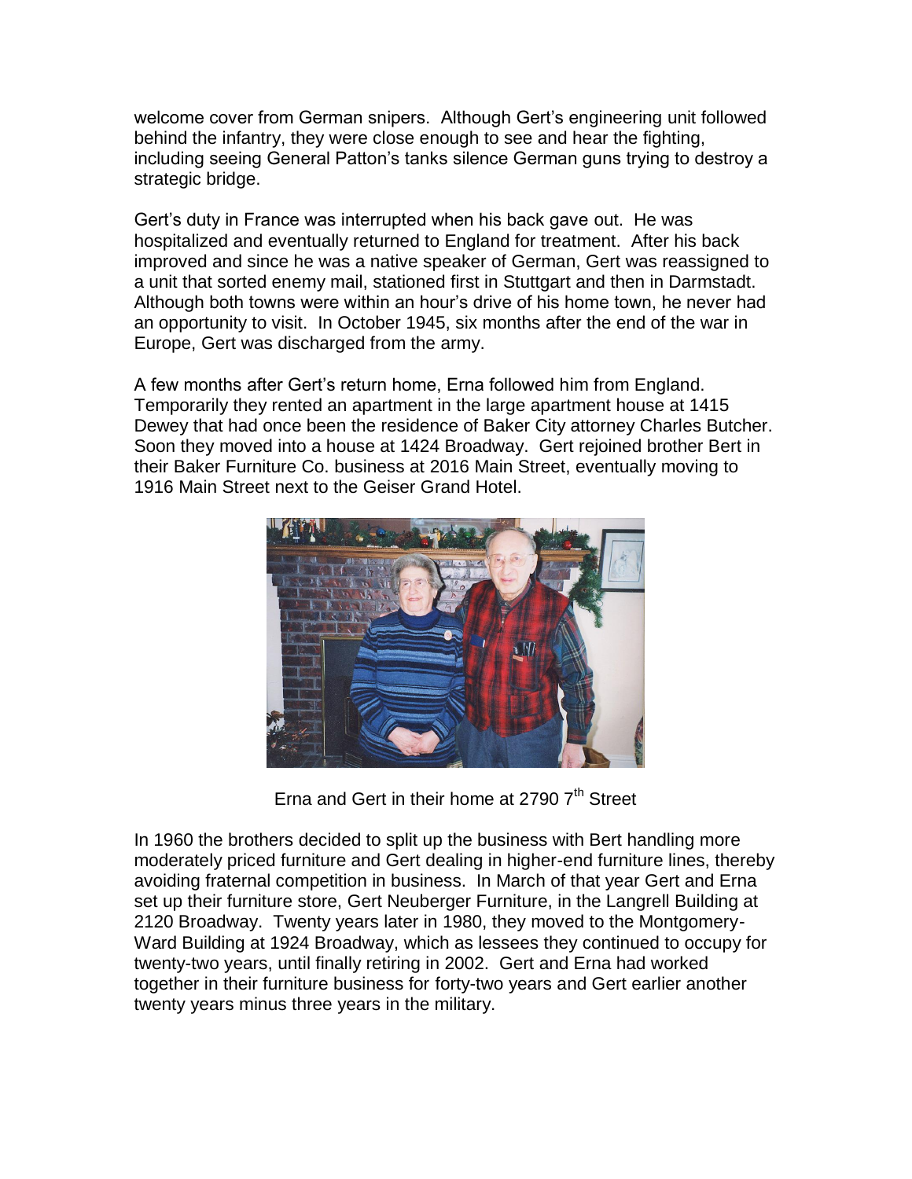welcome cover from German snipers. Although Gert's engineering unit followed behind the infantry, they were close enough to see and hear the fighting, including seeing General Patton's tanks silence German guns trying to destroy a strategic bridge.

Gert's duty in France was interrupted when his back gave out. He was hospitalized and eventually returned to England for treatment. After his back improved and since he was a native speaker of German, Gert was reassigned to a unit that sorted enemy mail, stationed first in Stuttgart and then in Darmstadt. Although both towns were within an hour's drive of his home town, he never had an opportunity to visit. In October 1945, six months after the end of the war in Europe, Gert was discharged from the army.

A few months after Gert's return home, Erna followed him from England. Temporarily they rented an apartment in the large apartment house at 1415 Dewey that had once been the residence of Baker City attorney Charles Butcher. Soon they moved into a house at 1424 Broadway. Gert rejoined brother Bert in their Baker Furniture Co. business at 2016 Main Street, eventually moving to 1916 Main Street next to the Geiser Grand Hotel.

Erna and Gert in their home at 2790 7th Street

In 1960 the brothers decided to split up the business with Bert handling more moderately priced furniture and Gert dealing in higher-end furniture lines, thereby avoiding fraternal competition in business. In March of that year Gert and Erna set up their furniture store, Gert Neuberger Furniture, in the Langrell Building at 2120 Broadway. Twenty years later in 1980, they moved to the Montgomery-Ward Building at 1924 Broadway, which as lessees they continued to occupy for twenty-two years, until finally retiring in 2002. Gert and Erna had worked together in their furniture business for forty-two years and Gert earlier another twenty years minus three years in the military.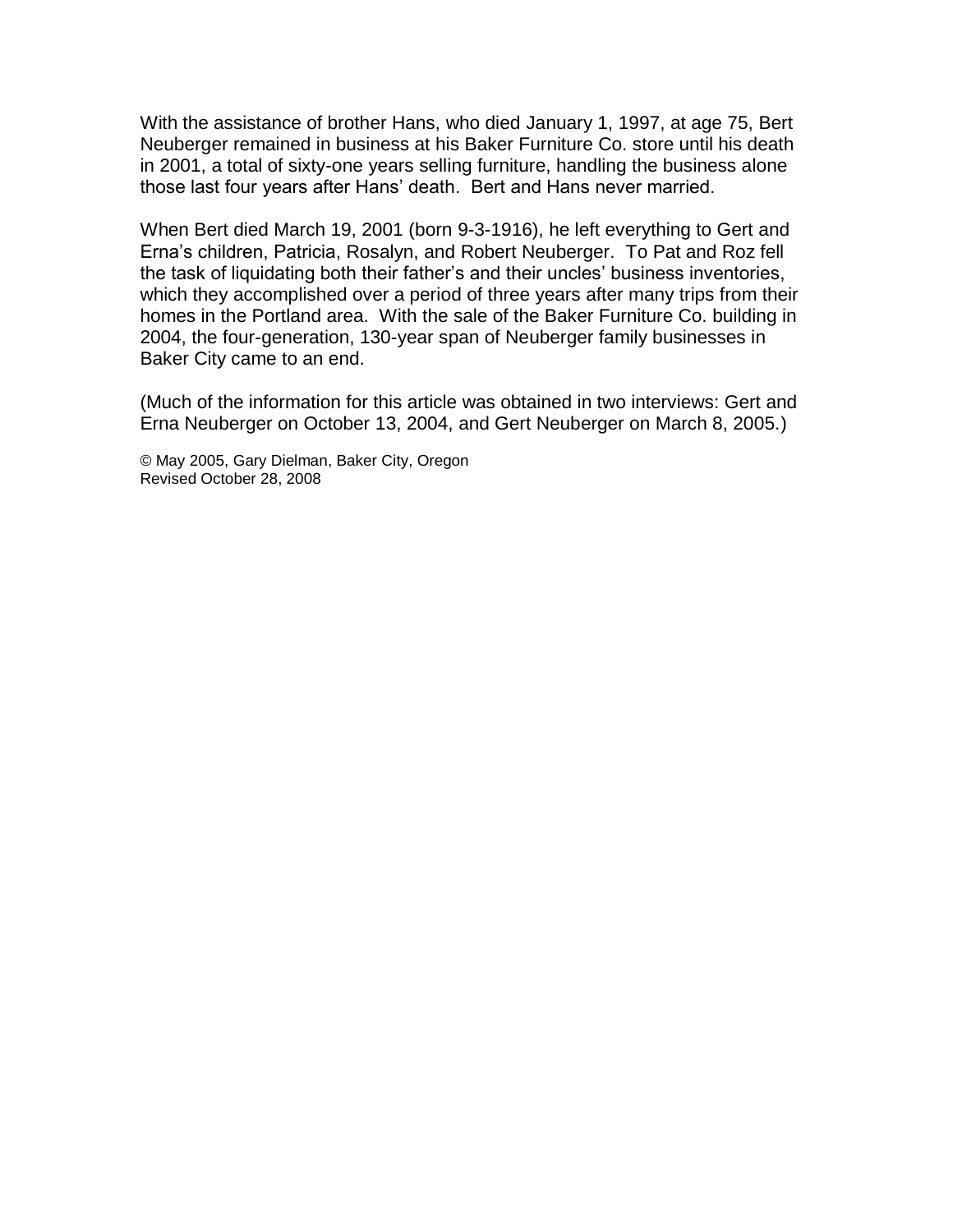With the assistance of brother Hans, who died January 1, 1997, at age 75, Bert Neuberger remained in business at his Baker Furniture Co. store until his death in 2001, a total of sixty-one years selling furniture, handling the business alone those last four years after Hans' death. Bert and Hans never married.

When Bert died March 19, 2001 (born 9-3-1916), he left everything to Gert and Erna's children, Patricia, Rosalyn, and Robert Neuberger. To Pat and Roz fell the task of liquidating both their father's and their uncles' business inventories, which they accomplished over a period of three years after many trips from their homes in the Portland area. With the sale of the Baker Furniture Co. building in 2004, the four-generation, 130-year span of Neuberger family businesses in Baker City came to an end.

(Much of the information for this article was obtained in two interviews: Gert and Erna Neuberger on October 13, 2004, and Gert Neuberger on March 8, 2005.)

© May 2005, Gary Dielman, Baker City, Oregon
Revised October 28, 2008